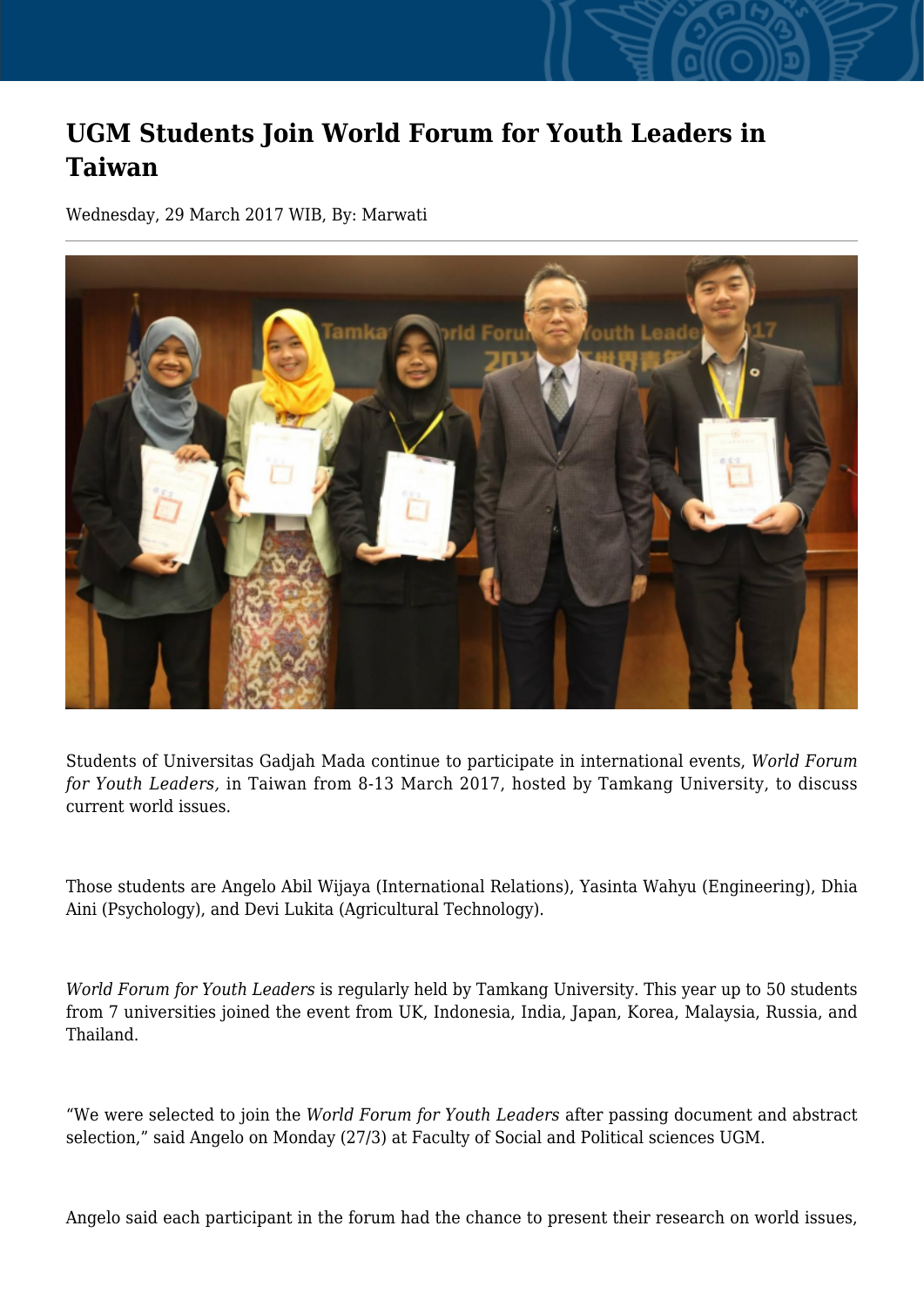# UGM Students Join World Forum for Youth Leaders in Taiwan

Wednesday, 29 March 2017 WIB, By: Marwati

Students of Universitas Gadjah Mada continue to participate in international events, *World Forum for Youth Leaders,* in Taiwan from 8-13 March 2017, hosted by Tamkang University, to discuss current world issues.

Those students are Angelo Abil Wijaya (International Relations), Yasinta Wahyu (Engineering), Dhia Aini (Psychology), and Devi Lukita (Agricultural Technology).

*World Forum for Youth Leaders* is regularly held by Tamkang University. This year up to 50 students from 7 universities joined the event from UK, Indonesia, India, Japan, Korea, Malaysia, Russia, and Thailand.

"We were selected to join the *World Forum for Youth Leaders* after passing document and abstract selection," said Angelo on Monday (27/3) at Faculty of Social and Political sciences UGM.

Angelo said each participant in the forum had the chance to present their research on world issues,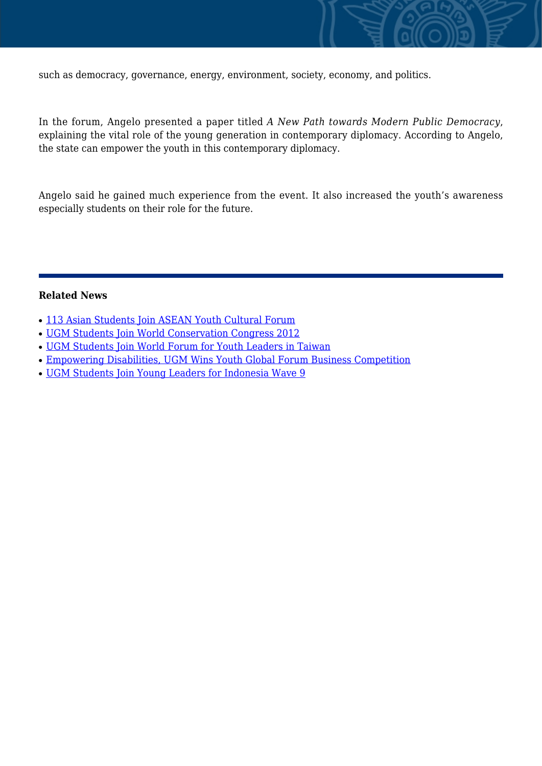such as democracy, governance, energy, environment, society, economy, and politics.

In the forum, Angelo presented a paper titled *A New Path towards Modern Public Democracy*, explaining the vital role of the young generation in contemporary diplomacy. According to Angelo, the state can empower the youth in this contemporary diplomacy.

Angelo said he gained much experience from the event. It also increased the youth's awareness especially students on their role for the future.

---

**Related News**

- 113 Asian Students Join ASEAN Youth Cultural Forum
- UGM Students Join World Conservation Congress 2012
- UGM Students Join World Forum for Youth Leaders in Taiwan
- Empowering Disabilities, UGM Wins Youth Global Forum Business Competition
- UGM Students Join Young Leaders for Indonesia Wave 9